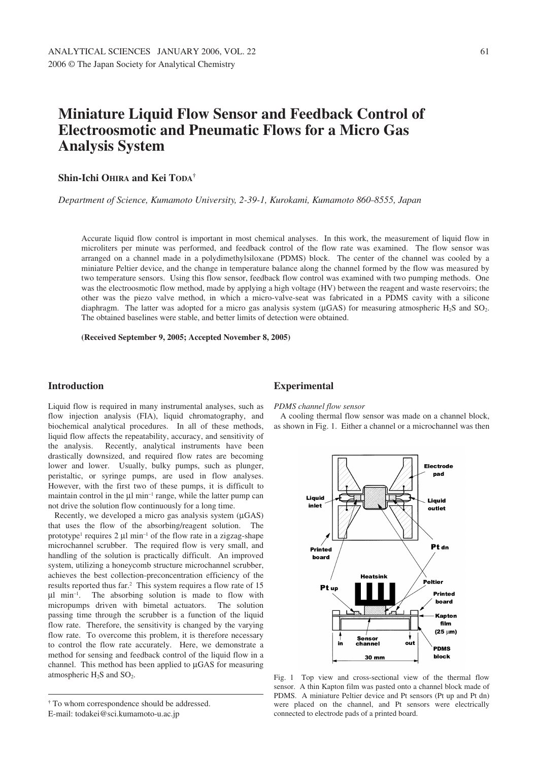# Miniature Liquid Flow Sensor and Feedback Control of Electroosmotic and Pneumatic Flows for a Micro Gas Analysis System

**Shin-Ichi OHIRA and Kei TODA**†

*Department of Science, Kumamoto University, 2-39-1, Kurokami, Kumamoto 860–8555, Japan*

Accurate liquid flow control is important in most chemical analyses. In this work, the measurement of liquid flow in microliters per minute was performed, and feedback control of the flow rate was examined. The flow sensor was arranged on a channel made in a polydimethylsiloxane (PDMS) block. The center of the channel was cooled by a miniature Peltier device, and the change in temperature balance along the channel formed by the flow was measured by two temperature sensors. Using this flow sensor, feedback flow control was examined with two pumping methods. One was the electroosmotic flow method, made by applying a high voltage (HV) between the reagent and waste reservoirs; the other was the piezo valve method, in which a micro-valve-seat was fabricated in a PDMS cavity with a silicone diaphragm. The latter was adopted for a micro gas analysis system (μGAS) for measuring atmospheric $H_2S$ and $SO_2$. The obtained baselines were stable, and better limits of detection were obtained.

**(Received September 9, 2005; Accepted November 8, 2005)**

## Introduction

Liquid flow is required in many instrumental analyses, such as flow injection analysis (FIA), liquid chromatography, and biochemical analytical procedures. In all of these methods, liquid flow affects the repeatability, accuracy, and sensitivity of the analysis. Recently, analytical instruments have been drastically downsized, and required flow rates are becoming lower and lower. Usually, bulky pumps, such as plunger, peristaltic, or syringe pumps, are used in flow analyses. However, with the first two of these pumps, it is difficult to maintain control in the μl $min^{-1}$ range, while the latter pump can not drive the solution flow continuously for a long time.

Recently, we developed a micro gas analysis system (μGAS) that uses the flow of the absorbing/reagent solution. The prototype[1] requires 2 μl $min^{-1}$ of the flow rate in a zigzag-shape microchannel scrubber. The required flow is very small, and handling of the solution is practically difficult. An improved system, utilizing a honeycomb structure microchannel scrubber, achieves the best collection–preconcentration efficiency of the results reported thus far.[2] This system requires a flow rate of 15 μl $min^{-1}$. The absorbing solution is made to flow with micropumps driven with bimetal actuators. The solution passing time through the scrubber is a function of the liquid flow rate. Therefore, the sensitivity is changed by the varying flow rate. To overcome this problem, it is therefore necessary to control the flow rate accurately. Here, we demonstrate a method for sensing and feedback control of the liquid flow in a channel. This method has been applied to μGAS for measuring atmospheric $H_2S$ and $SO_2$.

† To whom correspondence should be addressed.
E-mail: todakei@sci.kumamoto-u.ac.jp

## Experimental

*PDMS channel flow sensor*

A cooling thermal flow sensor was made on a channel block, as shown in Fig. 1. Either a channel or a microchannel was then

Fig. 1 Top view and cross-sectional view of the thermal flow sensor. A thin Kapton film was pasted onto a channel block made of PDMS. A miniature Peltier device and Pt sensors (Pt up and Pt dn) were placed on the channel, and Pt sensors were electrically connected to electrode pads of a printed board.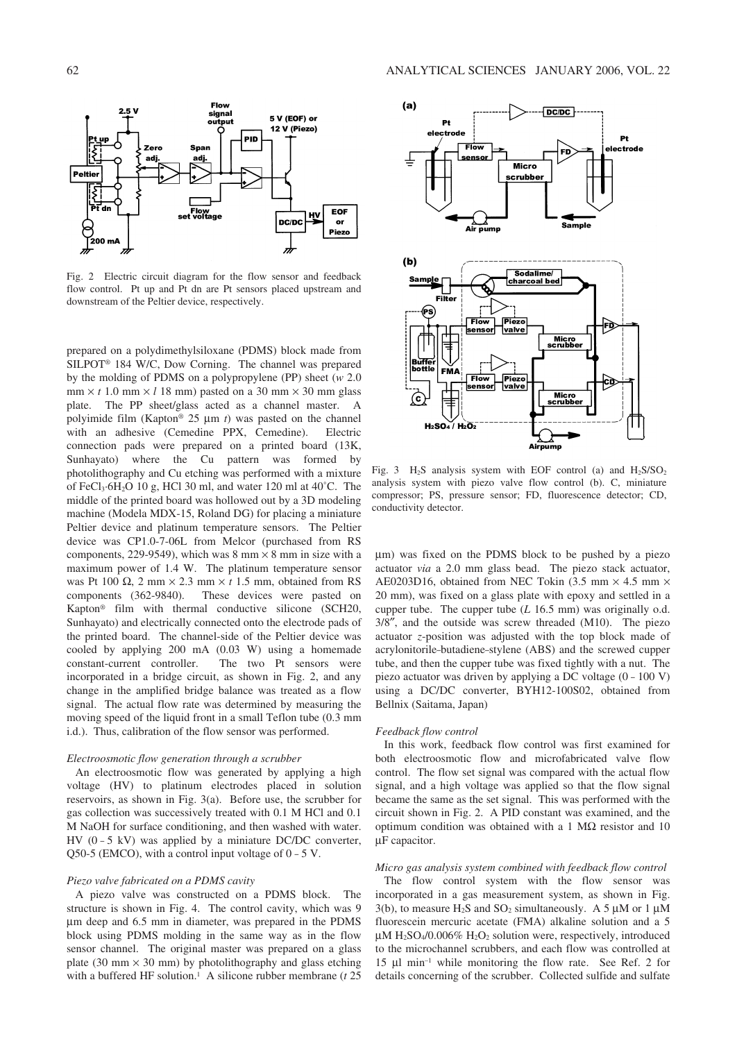Fig. 2 Electric circuit diagram for the flow sensor and feedback flow control. Pt up and Pt dn are Pt sensors placed upstream and downstream of the Peltier device, respectively.

prepared on a polydimethylsiloxane (PDMS) block made from SILPOT® 184 W/C, Dow Corning. The channel was prepared by the molding of PDMS on a polypropylene (PP) sheet (*w* 2.0 mm × *t* 1.0 mm × *l* 18 mm) pasted on a 30 mm × 30 mm glass plate. The PP sheet/glass acted as a channel master. A polyimide film (Kapton® 25 μm *t*) was pasted on the channel with an adhesive (Cemedine PPX, Cemedine). Electric connection pads were prepared on a printed board (13K, Sunhayato) where the Cu pattern was formed by photolithography and Cu etching was performed with a mixture of $FeCl_3 \cdot 6H_2O$ 10 g, HCl 30 ml, and water 120 ml at 40˚C. The middle of the printed board was hollowed out by a 3D modeling machine (Modela MDX-15, Roland DG) for placing a miniature Peltier device and platinum temperature sensors. The Peltier device was CP1.0-7-06L from Melcor (purchased from RS components, 229-9549), which was 8 mm × 8 mm in size with a maximum power of 1.4 W. The platinum temperature sensor was Pt 100 Ω, 2 mm × 2.3 mm × *t* 1.5 mm, obtained from RS components (362-9840). These devices were pasted on Kapton® film with thermal conductive silicone (SCH20, Sunhayato) and electrically connected onto the electrode pads of the printed board. The channel-side of the Peltier device was cooled by applying 200 mA (0.03 W) using a homemade constant-current controller. The two Pt sensors were incorporated in a bridge circuit, as shown in Fig. 2, and any change in the amplified bridge balance was treated as a flow signal. The actual flow rate was determined by measuring the moving speed of the liquid front in a small Teflon tube (0.3 mm i.d.). Thus, calibration of the flow sensor was performed.

*Electroosmotic flow generation through a scrubber*

An electroosmotic flow was generated by applying a high voltage (HV) to platinum electrodes placed in solution reservoirs, as shown in Fig. 3(a). Before use, the scrubber for gas collection was successively treated with 0.1 M HCl and 0.1 M NaOH for surface conditioning, and then washed with water. HV (0 – 5 kV) was applied by a miniature DC/DC converter, Q50-5 (EMCO), with a control input voltage of 0 – 5 V.

*Piezo valve fabricated on a PDMS cavity*

A piezo valve was constructed on a PDMS block. The structure is shown in Fig. 4. The control cavity, which was 9 μm deep and 6.5 mm in diameter, was prepared in the PDMS block using PDMS molding in the same way as in the flow sensor channel. The original master was prepared on a glass plate (30 mm × 30 mm) by photolithography and glass etching with a buffered HF solution.[1] A silicone rubber membrane (*t* 25 μm) was fixed on the PDMS block to be pushed by a piezo actuator *via* a 2.0 mm glass bead. The piezo stack actuator, AE0203D16, obtained from NEC Tokin (3.5 mm × 4.5 mm × 20 mm), was fixed on a glass plate with epoxy and settled in a cupper tube. The cupper tube (*L* 16.5 mm) was originally o.d. 3/8″, and the outside was screw threaded (M10). The piezo actuator *z*-position was adjusted with the top block made of acrylonitorile-butadiene-stylene (ABS) and the screwed cupper tube, and then the cupper tube was fixed tightly with a nut. The piezo actuator was driven by applying a DC voltage (0 – 100 V) using a DC/DC converter, BYH12-100S02, obtained from Bellnix (Saitama, Japan)

Fig. 3 $H_2S$ analysis system with EOF control (a) and $H_2S/SO_2$ analysis system with piezo valve flow control (b). C, miniature compressor; PS, pressure sensor; FD, fluorescence detector; CD, conductivity detector.

*Feedback flow control*

In this work, feedback flow control was first examined for both electroosmotic flow and microfabricated valve flow control. The flow set signal was compared with the actual flow signal, and a high voltage was applied so that the flow signal became the same as the set signal. This was performed with the circuit shown in Fig. 2. A PID constant was examined, and the optimum condition was obtained with a 1 MΩ resistor and 10 μF capacitor.

*Micro gas analysis system combined with feedback flow control*

The flow control system with the flow sensor was incorporated in a gas measurement system, as shown in Fig. 3(b), to measure $H_2S$ and $SO_2$ simultaneously. A 5 μM or 1 μM fluorescein mercuric acetate (FMA) alkaline solution and a 5 μM $H_2SO_4$/0.006% $H_2O_2$ solution were, respectively, introduced to the microchannel scrubbers, and each flow was controlled at 15 μl $min^{-1}$ while monitoring the flow rate. See Ref. 2 for details concerning of the scrubber. Collected sulfide and sulfate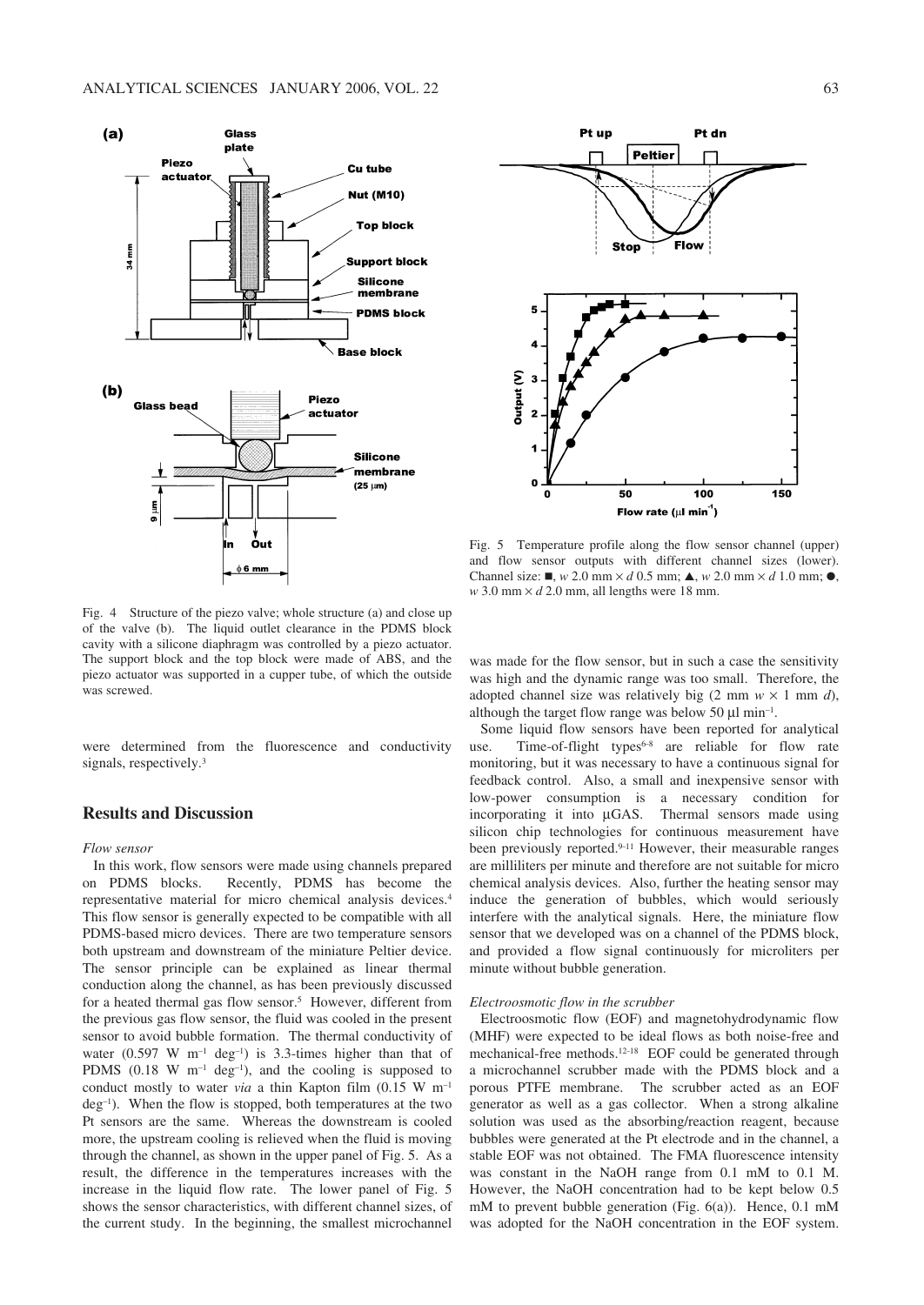Fig. 4 Structure of the piezo valve; whole structure (a) and close up of the valve (b). The liquid outlet clearance in the PDMS block cavity with a silicone diaphragm was controlled by a piezo actuator. The support block and the top block were made of ABS, and the piezo actuator was supported in a cupper tube, of which the outside was screwed.

were determined from the fluorescence and conductivity signals, respectively.[3]

## Results and Discussion

### *Flow sensor*

In this work, flow sensors were made using channels prepared on PDMS blocks. Recently, PDMS has become the representative material for micro chemical analysis devices.[4] This flow sensor is generally expected to be compatible with all PDMS-based micro devices. There are two temperature sensors both upstream and downstream of the miniature Peltier device. The sensor principle can be explained as linear thermal conduction along the channel, as has been previously discussed for a heated thermal gas flow sensor.[5] However, different from the previous gas flow sensor, the fluid was cooled in the present sensor to avoid bubble formation. The thermal conductivity of water (0.597 W $m^{-1}$ $deg^{-1}$) is 3.3-times higher than that of PDMS (0.18 W $m^{-1}$ $deg^{-1}$), and the cooling is supposed to conduct mostly to water *via* a thin Kapton film (0.15 W $m^{-1}$ $deg^{-1}$). When the flow is stopped, both temperatures at the two Pt sensors are the same. Whereas the downstream is cooled more, the upstream cooling is relieved when the fluid is moving through the channel, as shown in the upper panel of Fig. 5. As a result, the difference in the temperatures increases with the increase in the liquid flow rate. The lower panel of Fig. 5 shows the sensor characteristics, with different channel sizes, of the current study. In the beginning, the smallest microchannel was made for the flow sensor, but in such a case the sensitivity was high and the dynamic range was too small. Therefore, the adopted channel size was relatively big (2 mm *w* × 1 mm *d*), although the target flow range was below 50 μl $min^{-1}$.

Fig. 5 Temperature profile along the flow sensor channel (upper) and flow sensor outputs with different channel sizes (lower). Channel size: ■, *w* 2.0 mm × *d* 0.5 mm; ▲, *w* 2.0 mm × *d* 1.0 mm; ●, *w* 3.0 mm × *d* 2.0 mm, all lengths were 18 mm.

Some liquid flow sensors have been reported for analytical use. Time-of-flight types[6-8] are reliable for flow rate monitoring, but it was necessary to have a continuous signal for feedback control. Also, a small and inexpensive sensor with low-power consumption is a necessary condition for incorporating it into μGAS. Thermal sensors made using silicon chip technologies for continuous measurement have been previously reported.[9-11] However, their measurable ranges are milliliters per minute and therefore are not suitable for micro chemical analysis devices. Also, further the heating sensor may induce the generation of bubbles, which would seriously interfere with the analytical signals. Here, the miniature flow sensor that we developed was on a channel of the PDMS block, and provided a flow signal continuously for microliters per minute without bubble generation.

### *Electroosmotic flow in the scrubber*

Electroosmotic flow (EOF) and magnetohydrodynamic flow (MHF) were expected to be ideal flows as both noise-free and mechanical-free methods.[12-18] EOF could be generated through a microchannel scrubber made with the PDMS block and a porous PTFE membrane. The scrubber acted as an EOF generator as well as a gas collector. When a strong alkaline solution was used as the absorbing/reaction reagent, because bubbles were generated at the Pt electrode and in the channel, a stable EOF was not obtained. The FMA fluorescence intensity was constant in the NaOH range from 0.1 mM to 0.1 M. However, the NaOH concentration had to be kept below 0.5 mM to prevent bubble generation (Fig. 6(a)). Hence, 0.1 mM was adopted for the NaOH concentration in the EOF system.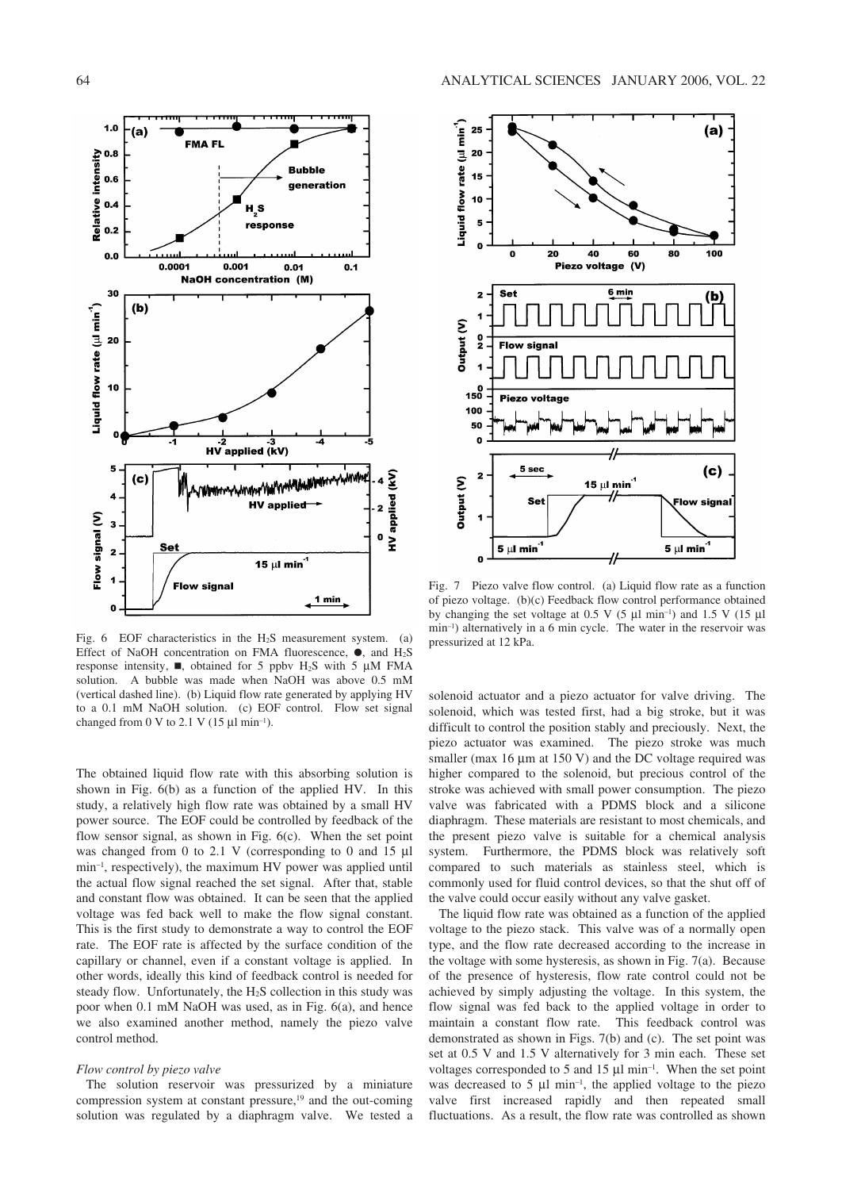Fig. 6 EOF characteristics in the $H_2S$ measurement system. (a) Effect of NaOH concentration on FMA fluorescence, ●, and $H_2S$ response intensity, ■, obtained for 5 ppbv $H_2S$ with 5 μM FMA solution. A bubble was made when NaOH was above 0.5 mM (vertical dashed line). (b) Liquid flow rate generated by applying HV to a 0.1 mM NaOH solution. (c) EOF control. Flow set signal changed from 0 V to 2.1 V (15 μl $min^{-1}$).

The obtained liquid flow rate with this absorbing solution is shown in Fig. 6(b) as a function of the applied HV. In this study, a relatively high flow rate was obtained by a small HV power source. The EOF could be controlled by feedback of the flow sensor signal, as shown in Fig. 6(c). When the set point was changed from 0 to 2.1 V (corresponding to 0 and 15 μl $min^{-1}$, respectively), the maximum HV power was applied until the actual flow signal reached the set signal. After that, stable and constant flow was obtained. It can be seen that the applied voltage was fed back well to make the flow signal constant. This is the first study to demonstrate a way to control the EOF rate. The EOF rate is affected by the surface condition of the capillary or channel, even if a constant voltage is applied. In other words, ideally this kind of feedback control is needed for steady flow. Unfortunately, the $H_2S$ collection in this study was poor when 0.1 mM NaOH was used, as in Fig. 6(a), and hence we also examined another method, namely the piezo valve control method.

*Flow control by piezo valve*

The solution reservoir was pressurized by a miniature compression system at constant pressure,[19] and the out-coming solution was regulated by a diaphragm valve. We tested a solenoid actuator and a piezo actuator for valve driving. The solenoid, which was tested first, had a big stroke, but it was difficult to control the position stably and preciously. Next, the piezo actuator was examined. The piezo stroke was much smaller (max 16 μm at 150 V) and the DC voltage required was higher compared to the solenoid, but precious control of the stroke was achieved with small power consumption. The piezo valve was fabricated with a PDMS block and a silicone diaphragm. These materials are resistant to most chemicals, and the present piezo valve is suitable for a chemical analysis system. Furthermore, the PDMS block was relatively soft compared to such materials as stainless steel, which is commonly used for fluid control devices, so that the shut off of the valve could occur easily without any valve gasket.

Fig. 7 Piezo valve flow control. (a) Liquid flow rate as a function of piezo voltage. (b)(c) Feedback flow control performance obtained by changing the set voltage at 0.5 V (5 μl $min^{-1}$) and 1.5 V (15 μl $min^{-1}$) alternatively in a 6 min cycle. The water in the reservoir was pressurized at 12 kPa.

The liquid flow rate was obtained as a function of the applied voltage to the piezo stack. This valve was of a normally open type, and the flow rate decreased according to the increase in the voltage with some hysteresis, as shown in Fig. 7(a). Because of the presence of hysteresis, flow rate control could not be achieved by simply adjusting the voltage. In this system, the flow signal was fed back to the applied voltage in order to maintain a constant flow rate. This feedback control was demonstrated as shown in Figs. 7(b) and (c). The set point was set at 0.5 V and 1.5 V alternatively for 3 min each. These set voltages corresponded to 5 and 15 μl $min^{-1}$. When the set point was decreased to 5 μl $min^{-1}$, the applied voltage to the piezo valve first increased rapidly and then repeated small fluctuations. As a result, the flow rate was controlled as shown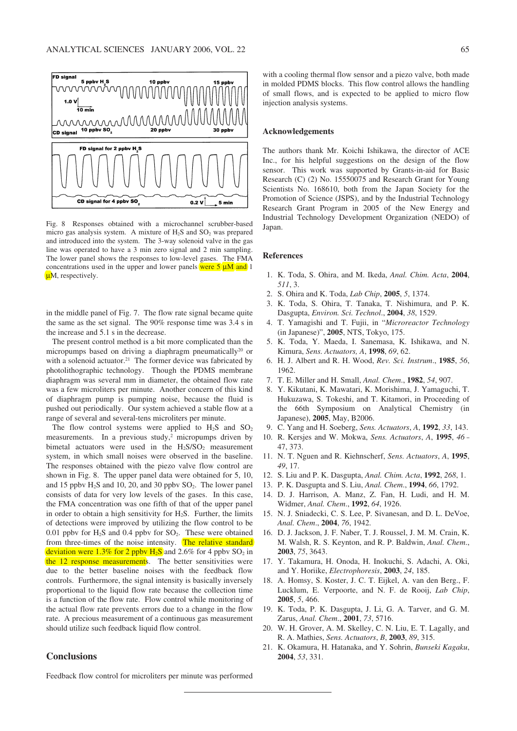FD signal
5 ppbv $H_2S$
10 ppbv
15 ppbv
1.0 V
10 min
CD signal
10 ppbv $SO_2$
20 ppbv
30 ppbv

FD signal for 2 ppbv $H_2S$
CD signal for 4 ppbv $SO_2$
0.2 V
5 min

Fig. 8 Responses obtained with a microchannel scrubber-based micro gas analysis system. A mixture of $H_2S$ and $SO_2$ was prepared and introduced into the system. The 3-way solenoid valve in the gas line was operated to have a 3 min zero signal and 2 min sampling. The lower panel shows the responses to low-level gases. The FMA concentrations used in the upper and lower panels were 5 μM and 1 μM, respectively.

in the middle panel of Fig. 7. The flow rate signal became quite the same as the set signal. The 90% response time was 3.4 s in the increase and 5.1 s in the decrease.

The present control method is a bit more complicated than the micropumps based on driving a diaphragm pneumatically[20] or with a solenoid actuator.[21] The former device was fabricated by photolithographic technology. Though the PDMS membrane diaphragm was several mm in diameter, the obtained flow rate was a few microliters per minute. Another concern of this kind of diaphragm pump is pumping noise, because the fluid is pushed out periodically. Our system achieved a stable flow at a range of several and several-tens microliters per minute.

The flow control systems were applied to $H_2S$ and $SO_2$ measurements. In a previous study,[2] micropumps driven by bimetal actuators were used in the $H_2S/SO_2$ measurement system, in which small noises were observed in the baseline. The responses obtained with the piezo valve flow control are shown in Fig. 8. The upper panel data were obtained for 5, 10, and 15 ppbv $H_2S$ and 10, 20, and 30 ppbv $SO_2$. The lower panel consists of data for very low levels of the gases. In this case, the FMA concentration was one fifth of that of the upper panel in order to obtain a high sensitivity for $H_2S$. Further, the limits of detections were improved by utilizing the flow control to be 0.01 ppbv for $H_2S$ and 0.4 ppbv for $SO_2$. These were obtained from three-times of the noise intensity. The relative standard deviation were 1.3% for 2 ppbv $H_2S$ and 2.6% for 4 ppbv $SO_2$ in the 12 response measurements. The better sensitivities were due to the better baseline noises with the feedback flow controls. Furthermore, the signal intensity is basically inversely proportional to the liquid flow rate because the collection time is a function of the flow rate. Flow control while monitoring of the actual flow rate prevents errors due to a change in the flow rate. A precious measurement of a continuous gas measurement should utilize such feedback liquid flow control.

## Conclusions

Feedback flow control for microliters per minute was performed with a cooling thermal flow sensor and a piezo valve, both made in molded PDMS blocks. This flow control allows the handling of small flows, and is expected to be applied to micro flow injection analysis systems.

## Acknowledgements

The authors thank Mr. Koichi Ishikawa, the director of ACE Inc., for his helpful suggestions on the design of the flow sensor. This work was supported by Grants-in-aid for Basic Research (C) (2) No. 15550075 and Research Grant for Young Scientists No. 168610, both from the Japan Society for the Promotion of Science (JSPS), and by the Industrial Technology Research Grant Program in 2005 of the New Energy and Industrial Technology Development Organization (NEDO) of Japan.

## References

1. K. Toda, S. Ohira, and M. Ikeda, *Anal. Chim. Acta*, **2004**, *511*, 3.
2. S. Ohira and K. Toda, *Lab Chip*, **2005**, *5*, 1374.
3. K. Toda, S. Ohira, T. Tanaka, T. Nishimura, and P. K. Dasgupta, *Environ. Sci. Technol*., **2004**, *38*, 1529.
4. T. Yamagishi and T. Fujii, in "*Microreactor Technology* (in Japanese)", **2005**, NTS, Tokyo, 175.
5. K. Toda, Y. Maeda, I. Sanemasa, K. Ishikawa, and N. Kimura, *Sens. Actuators, A*, **1998**, *69*, 62.
6. H. J. Albert and R. H. Wood, *Rev. Sci. Instrum*., **1985**, *56*, 1962.
7. T. E. Miller and H. Small, *Anal. Chem*., **1982**, *54*, 907.
8. Y. Kikutani, K. Mawatari, K. Morishima, J. Yamaguchi, T. Hukuzawa, S. Tokeshi, and T. Kitamori, in Proceeding of the 66th Symposium on Analytical Chemistry (in Japanese), **2005**, May, B2006.
9. C. Yang and H. Soeberg, *Sens. Actuators*, *A*, **1992**, *33*, 143.
10. R. Kersjes and W. Mokwa, *Sens. Actuators*, *A*, **1995**, *46 - 47*, 373.
11. N. T. Nguen and R. Kiehnscherf, *Sens. Actuators*, *A*, **1995**, *49*, 17.
12. S. Liu and P. K. Dasgupta, *Anal. Chim. Acta*, **1992**, *268*, 1.
13. P. K. Dasgupta and S. Liu, *Anal. Chem*., **1994**, *66*, 1792.
14. D. J. Harrison, A. Manz, Z. Fan, H. Ludi, and H. M. Widmer, *Anal. Chem*., **1992**, *64*, 1926.
15. N. J. Sniadecki, C. S. Lee, P. Sivanesan, and D. L. DeVoe, *Anal. Chem*., **2004**, *76*, 1942.
16. D. J. Jackson, J. F. Naber, T. J. Roussel, J. M. M. Crain, K. M. Walsh, R. S. Keynton, and R. P. Baldwin, *Anal. Chem*., **2003**, *75*, 3643.
17. Y. Takamura, H. Onoda, H. Inokuchi, S. Adachi, A. Oki, and Y. Horiike, *Electrophoresis*, **2003**, *24*, 185.
18. A. Homsy, S. Koster, J. C. T. Eijkel, A. van den Berg., F. Lucklum, E. Verpoorte, and N. F. de Rooij, *Lab Chip*, **2005**, *5*, 466.
19. K. Toda, P. K. Dasgupta, J. Li, G. A. Tarver, and G. M. Zarus, *Anal. Chem*., **2001**, *73*, 5716.
20. W. H. Grover, A. M. Skelley, C. N. Liu, E. T. Lagally, and R. A. Mathies, *Sens. Actuators*, *B*, **2003**, *89*, 315.
21. K. Okamura, H. Hatanaka, and Y. Sohrin, *Bunseki Kagaku*, **2004**, *53*, 331.